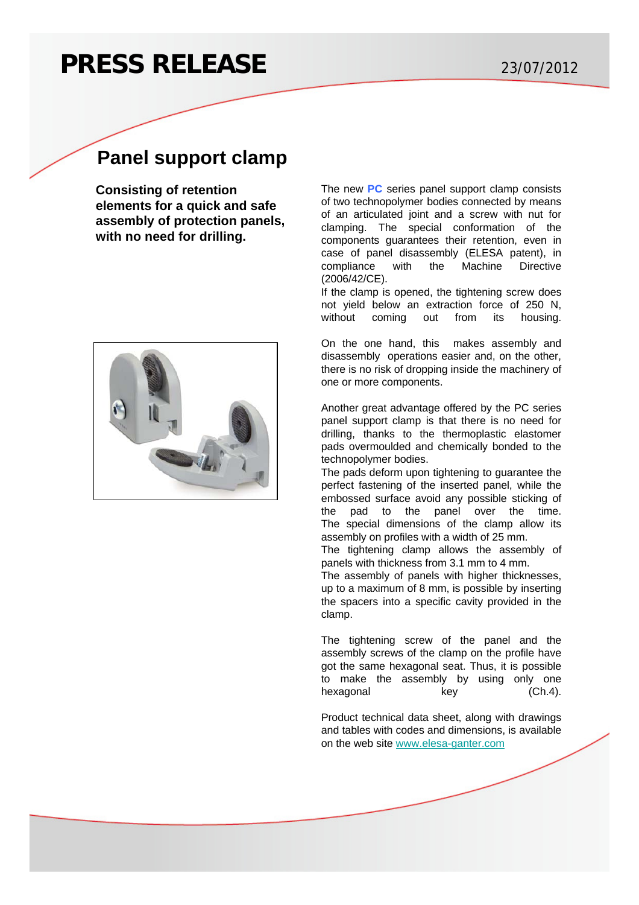# PRESS RELEASE

23/07/2012

## Panel support clamp

**Consisting of retention elements for a quick and safe assembly of protection panels, with no need for drilling.**

The new **PC** series panel support clamp consists of two technopolymer bodies connected by means of an articulated joint and a screw with nut for clamping. The special conformation of the components guarantees their retention, even in case of panel disassembly (ELESA patent), in compliance with the Machine Directive (2006/42/CE).

If the clamp is opened, the tightening screw does not yield below an extraction force of 250 N, without coming out from its housing.

On the one hand, this makes assembly and disassembly operations easier and, on the other, there is no risk of dropping inside the machinery of one or more components.

Another great advantage offered by the PC series panel support clamp is that there is no need for drilling, thanks to the thermoplastic elastomer pads overmoulded and chemically bonded to the technopolymer bodies.

The pads deform upon tightening to guarantee the perfect fastening of the inserted panel, while the embossed surface avoid any possible sticking of the pad to the panel over the time.

The special dimensions of the clamp allow its assembly on profiles with a width of 25 mm.

The tightening clamp allows the assembly of panels with thickness from 3.1 mm to 4 mm.

The assembly of panels with higher thicknesses, up to a maximum of 8 mm, is possible by inserting the spacers into a specific cavity provided in the clamp.

The tightening screw of the panel and the assembly screws of the clamp on the profile have got the same hexagonal seat. Thus, it is possible to make the assembly by using only one hexagonal key (Ch.4).

Product technical data sheet, along with drawings and tables with codes and dimensions, is available on the web site www.elesa-ganter.com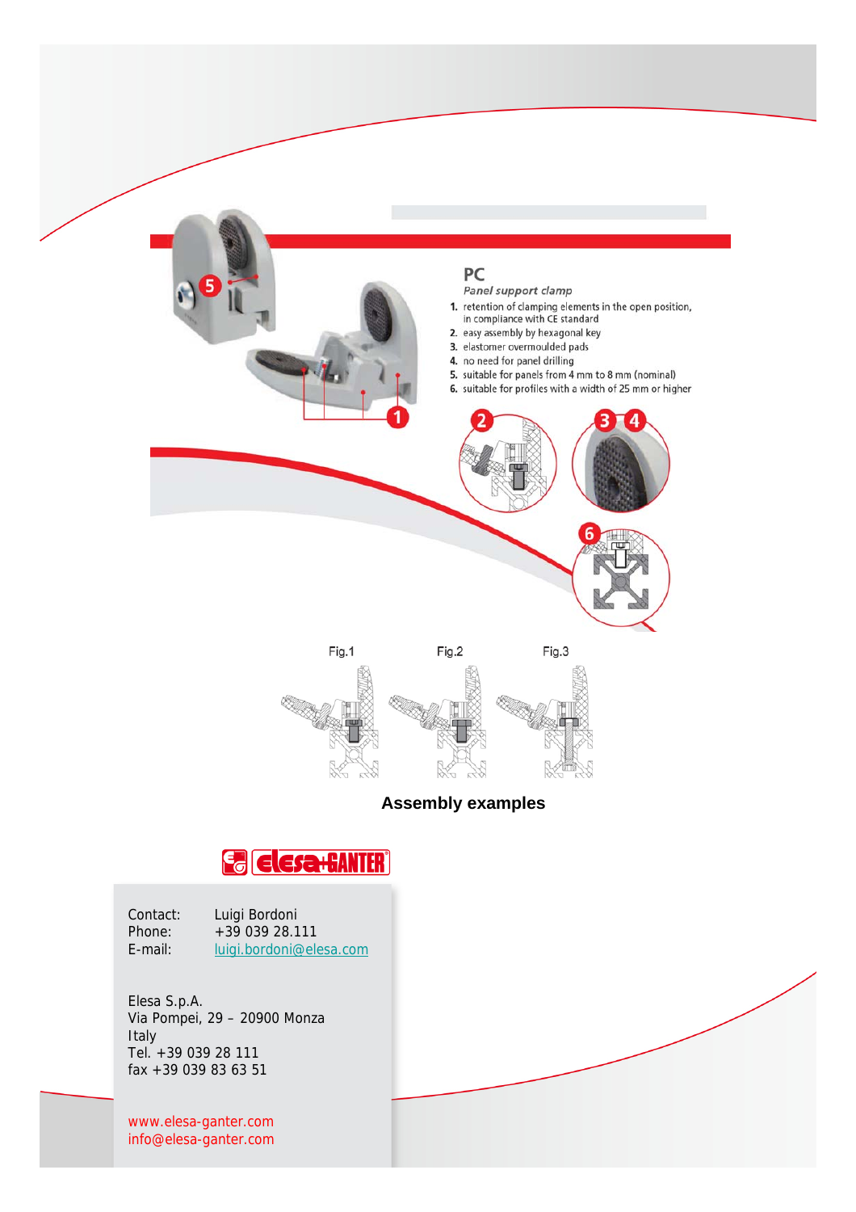## PC

*Panel support clamp*

1. retention of clamping elements in the open position, in compliance with CE standard
2. easy assembly by hexagonal key
3. elastomer overmoulded pads
4. no need for panel drilling
5. suitable for panels from 4 mm to 8 mm (nominal)
6. suitable for profiles with a width of 25 mm or higher

Fig.1

Fig.2

Fig.3

**Assembly examples**

Contact: Luigi Bordoni
Phone: +39 039 28.111
E-mail: luigi.bordoni@elesa.com

Elesa S.p.A.
Via Pompei, 29 – 20900 Monza
Italy
Tel. +39 039 28 111
fax +39 039 83 63 51

www.elesa-ganter.com
info@elesa-ganter.com